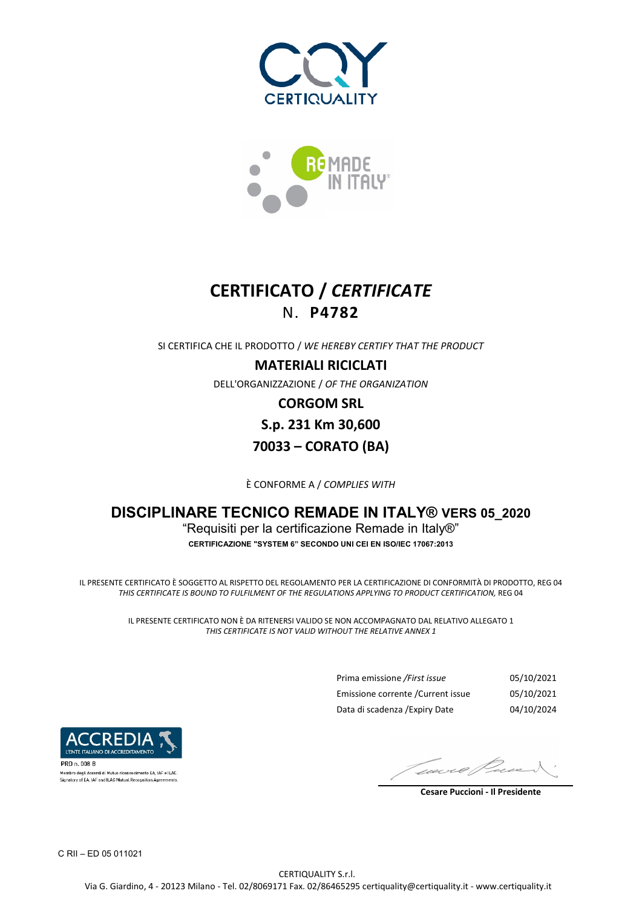CQY
CERTIQUALITY

REMADE IN ITALY®

# CERTIFICATO / *CERTIFICATE*

## N. **P4782**

SI CERTIFICA CHE IL PRODOTTO / *WE HEREBY CERTIFY THAT THE PRODUCT*

**MATERIALI RICICLATI**

DELL'ORGANIZZAZIONE / *OF THE ORGANIZATION*

**CORGOM SRL**

**S.p. 231 Km 30,600**

**70033 – CORATO (BA)**

È CONFORME A / *COMPLIES WITH*

**DISCIPLINARE TECNICO REMADE IN ITALY® VERS 05_2020**

"Requisiti per la certificazione Remade in Italy®"

**CERTIFICAZIONE "SYSTEM 6" SECONDO UNI CEI EN ISO/IEC 17067:2013**

IL PRESENTE CERTIFICATO È SOGGETTO AL RISPETTO DEL REGOLAMENTO PER LA CERTIFICAZIONE DI CONFORMITÀ DI PRODOTTO, REG 04
*THIS CERTIFICATE IS BOUND TO FULFILMENT OF THE REGULATIONS APPLYING TO PRODUCT CERTIFICATION,* REG 04

IL PRESENTE CERTIFICATO NON È DA RITENERSI VALIDO SE NON ACCOMPAGNATO DAL RELATIVO ALLEGATO 1
*THIS CERTIFICATE IS NOT VALID WITHOUT THE RELATIVE ANNEX 1*

| | |
|---|---|
| Prima emissione /*First issue* | 05/10/2021 |
| Emissione corrente /Current issue | 05/10/2021 |
| Data di scadenza /Expiry Date | 04/10/2024 |

ACCREDIA
L'ENTE ITALIANO DI ACCREDITAMENTO
PRD n. 008 B
Membro degli Accordi di Mutuo riconoscimento EA, IAF e ILAC
Signatory of EA, IAF and ILAC Mutual Recognition Agreements

**Cesare Puccioni - Il Presidente**

C RII – ED 05 011021

CERTIQUALITY S.r.l.
Via G. Giardino, 4 - 20123 Milano - Tel. 02/8069171 Fax. 02/86465295 certiquality@certiquality.it - www.certiquality.it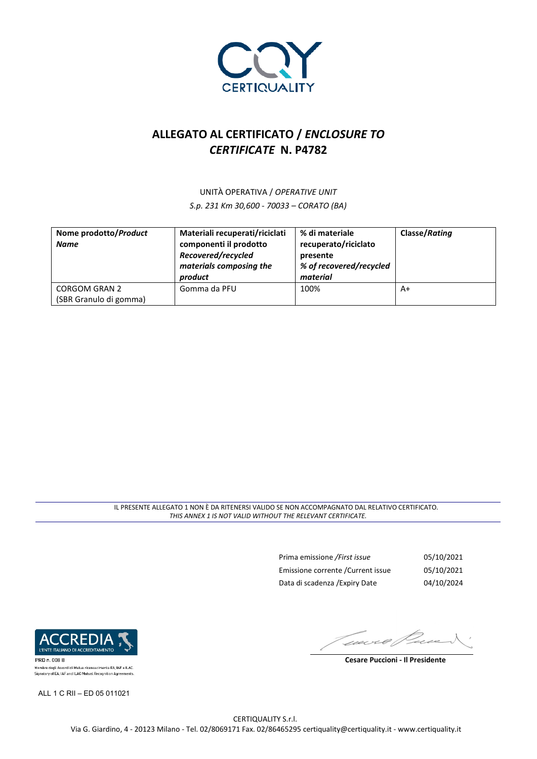CQY
CERTIQUALITY

# ALLEGATO AL CERTIFICATO / *ENCLOSURE TO CERTIFICATE* N. P4782

UNITÀ OPERATIVA / *OPERATIVE UNIT*

*S.p. 231 Km 30,600 - 70033 – CORATO (BA)*

| **Nome prodotto/*Product Name*** | **Materiali recuperati/riciclati componenti il prodotto *Recovered/recycled materials composing the product*** | **% di materiale recuperato/riciclato presente *% of recovered/recycled material*** | **Classe/*Rating*** |
|---|---|---|---|
| CORGOM GRAN 2 (SBR Granulo di gomma) | Gomma da PFU | 100% | A+ |

IL PRESENTE ALLEGATO 1 NON È DA RITENERSI VALIDO SE NON ACCOMPAGNATO DAL RELATIVO CERTIFICATO.
*THIS ANNEX 1 IS NOT VALID WITHOUT THE RELEVANT CERTIFICATE.*

| | |
|---|---|
| Prima emissione /*First issue* | 05/10/2021 |
| Emissione corrente /Current issue | 05/10/2021 |
| Data di scadenza /Expiry Date | 04/10/2024 |

ACCREDIA
L'ENTE ITALIANO DI ACCREDITAMENTO
PRD n. 008 B
Membro degli Accordi di Mutuo riconoscimento EA, IAF e ILAC.
Signatory of EA, IAF and ILAC Mutual Recognition Agreements.

**Cesare Puccioni - Il Presidente**

ALL 1 C RII – ED 05 011021

CERTIQUALITY S.r.l.
Via G. Giardino, 4 - 20123 Milano - Tel. 02/8069171 Fax. 02/86465295 certiquality@certiquality.it - www.certiquality.it